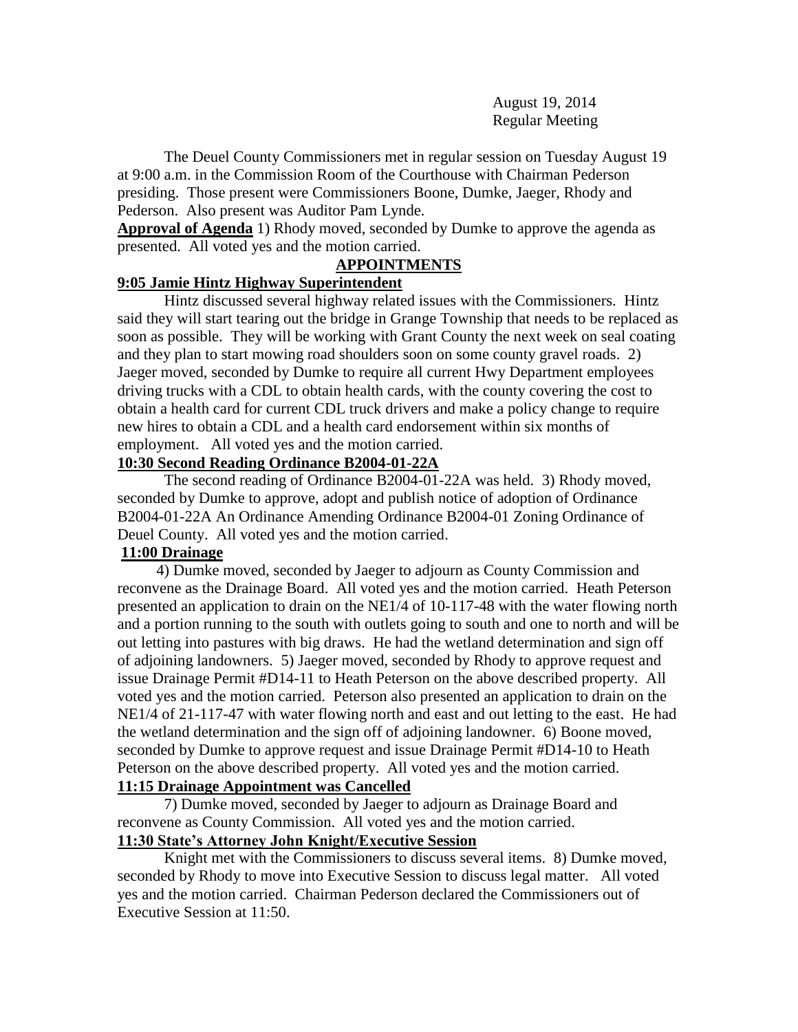August 19, 2014
Regular Meeting

The Deuel County Commissioners met in regular session on Tuesday August 19 at 9:00 a.m. in the Commission Room of the Courthouse with Chairman Pederson presiding. Those present were Commissioners Boone, Dumke, Jaeger, Rhody and Pederson. Also present was Auditor Pam Lynde.

**Approval of Agenda** 1) Rhody moved, seconded by Dumke to approve the agenda as presented. All voted yes and the motion carried.

## APPOINTMENTS

### 9:05 Jamie Hintz Highway Superintendent

Hintz discussed several highway related issues with the Commissioners. Hintz said they will start tearing out the bridge in Grange Township that needs to be replaced as soon as possible. They will be working with Grant County the next week on seal coating and they plan to start mowing road shoulders soon on some county gravel roads. 2) Jaeger moved, seconded by Dumke to require all current Hwy Department employees driving trucks with a CDL to obtain health cards, with the county covering the cost to obtain a health card for current CDL truck drivers and make a policy change to require new hires to obtain a CDL and a health card endorsement within six months of employment. All voted yes and the motion carried.

### 10:30 Second Reading Ordinance B2004-01-22A

The second reading of Ordinance B2004-01-22A was held. 3) Rhody moved, seconded by Dumke to approve, adopt and publish notice of adoption of Ordinance B2004-01-22A An Ordinance Amending Ordinance B2004-01 Zoning Ordinance of Deuel County. All voted yes and the motion carried.

### 11:00 Drainage

4) Dumke moved, seconded by Jaeger to adjourn as County Commission and reconvene as the Drainage Board. All voted yes and the motion carried. Heath Peterson presented an application to drain on the NE1/4 of 10-117-48 with the water flowing north and a portion running to the south with outlets going to south and one to north and will be out letting into pastures with big draws. He had the wetland determination and sign off of adjoining landowners. 5) Jaeger moved, seconded by Rhody to approve request and issue Drainage Permit #D14-11 to Heath Peterson on the above described property. All voted yes and the motion carried. Peterson also presented an application to drain on the NE1/4 of 21-117-47 with water flowing north and east and out letting to the east. He had the wetland determination and the sign off of adjoining landowner. 6) Boone moved, seconded by Dumke to approve request and issue Drainage Permit #D14-10 to Heath Peterson on the above described property. All voted yes and the motion carried.

### 11:15 Drainage Appointment was Cancelled

7) Dumke moved, seconded by Jaeger to adjourn as Drainage Board and reconvene as County Commission. All voted yes and the motion carried.

### 11:30 State's Attorney John Knight/Executive Session

Knight met with the Commissioners to discuss several items. 8) Dumke moved, seconded by Rhody to move into Executive Session to discuss legal matter. All voted yes and the motion carried. Chairman Pederson declared the Commissioners out of Executive Session at 11:50.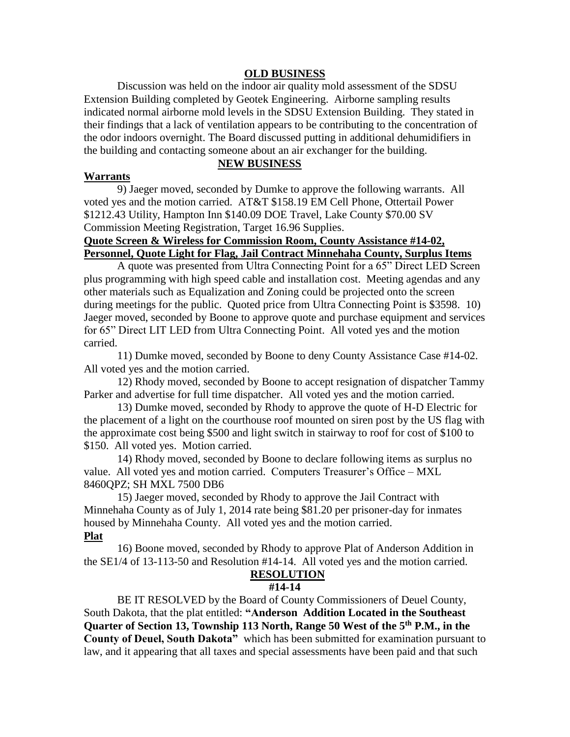## OLD BUSINESS

Discussion was held on the indoor air quality mold assessment of the SDSU Extension Building completed by Geotek Engineering. Airborne sampling results indicated normal airborne mold levels in the SDSU Extension Building. They stated in their findings that a lack of ventilation appears to be contributing to the concentration of the odor indoors overnight. The Board discussed putting in additional dehumidifiers in the building and contacting someone about an air exchanger for the building.

## NEW BUSINESS

**Warrants**

9) Jaeger moved, seconded by Dumke to approve the following warrants. All voted yes and the motion carried. AT&T $158.19 EM Cell Phone, Ottertail Power $1212.43 Utility, Hampton Inn $140.09 DOE Travel, Lake County $70.00 SV Commission Meeting Registration, Target 16.96 Supplies.

**Quote Screen & Wireless for Commission Room, County Assistance #14-02, Personnel, Quote Light for Flag, Jail Contract Minnehaha County, Surplus Items**

A quote was presented from Ultra Connecting Point for a 65" Direct LED Screen plus programming with high speed cable and installation cost. Meeting agendas and any other materials such as Equalization and Zoning could be projected onto the screen during meetings for the public. Quoted price from Ultra Connecting Point is $3598. 10) Jaeger moved, seconded by Boone to approve quote and purchase equipment and services for 65" Direct LIT LED from Ultra Connecting Point. All voted yes and the motion carried.

11) Dumke moved, seconded by Boone to deny County Assistance Case #14-02. All voted yes and the motion carried.

12) Rhody moved, seconded by Boone to accept resignation of dispatcher Tammy Parker and advertise for full time dispatcher. All voted yes and the motion carried.

13) Dumke moved, seconded by Rhody to approve the quote of H-D Electric for the placement of a light on the courthouse roof mounted on siren post by the US flag with the approximate cost being $500 and light switch in stairway to roof for cost of $100 to $150. All voted yes. Motion carried.

14) Rhody moved, seconded by Boone to declare following items as surplus no value. All voted yes and motion carried. Computers Treasurer's Office – MXL 8460QPZ; SH MXL 7500 DB6

15) Jaeger moved, seconded by Rhody to approve the Jail Contract with Minnehaha County as of July 1, 2014 rate being $81.20 per prisoner-day for inmates housed by Minnehaha County. All voted yes and the motion carried.

**Plat**

16) Boone moved, seconded by Rhody to approve Plat of Anderson Addition in the SE1/4 of 13-113-50 and Resolution #14-14. All voted yes and the motion carried.

**RESOLUTION**
**#14-14**

BE IT RESOLVED by the Board of County Commissioners of Deuel County, South Dakota, that the plat entitled: **"Anderson Addition Located in the Southeast Quarter of Section 13, Township 113 North, Range 50 West of the 5th P.M., in the County of Deuel, South Dakota"** which has been submitted for examination pursuant to law, and it appearing that all taxes and special assessments have been paid and that such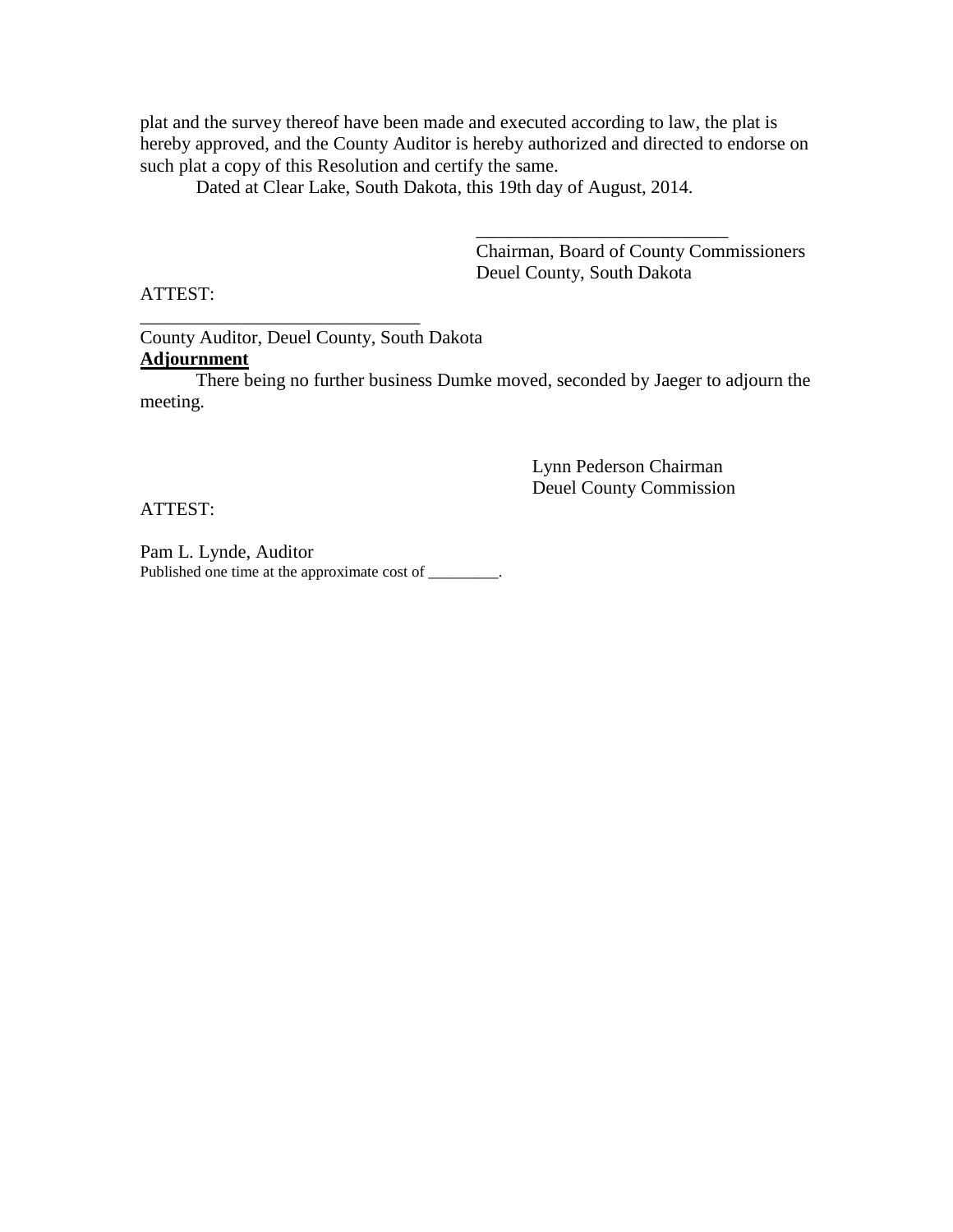plat and the survey thereof have been made and executed according to law, the plat is hereby approved, and the County Auditor is hereby authorized and directed to endorse on such plat a copy of this Resolution and certify the same.

Dated at Clear Lake, South Dakota, this 19th day of August, 2014.

___________________________
Chairman, Board of County Commissioners
Deuel County, South Dakota

ATTEST:

______________________________
County Auditor, Deuel County, South Dakota

**Adjournment**

There being no further business Dumke moved, seconded by Jaeger to adjourn the meeting.

Lynn Pederson Chairman
Deuel County Commission

ATTEST:

Pam L. Lynde, Auditor

Published one time at the approximate cost of _________.